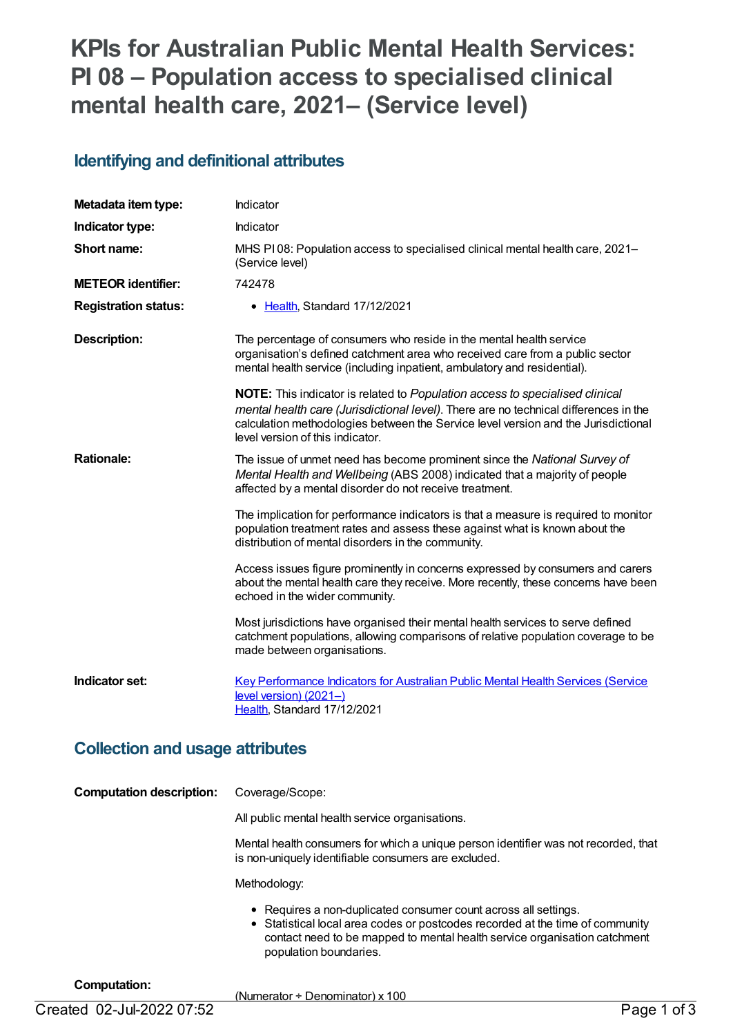# KPIs for Australian Public Mental Health Services: PI 08 – Population access to specialised clinical mental health care, 2021– (Service level)

## Identifying and definitional attributes

| | |
|---|---|
| **Metadata item type:** | Indicator |
| **Indicator type:** | Indicator |
| **Short name:** | MHS PI 08: Population access to specialised clinical mental health care, 2021– (Service level) |
| **METEOR identifier:** | 742478 |
| **Registration status:** | • Health, Standard 17/12/2021 |
| **Description:** | The percentage of consumers who reside in the mental health service organisation's defined catchment area who received care from a public sector mental health service (including inpatient, ambulatory and residential).<br><br>**NOTE:** This indicator is related to *Population access to specialised clinical mental health care (Jurisdictional level)*. There are no technical differences in the calculation methodologies between the Service level version and the Jurisdictional level version of this indicator. |
| **Rationale:** | The issue of unmet need has become prominent since the *National Survey of Mental Health and Wellbeing* (ABS 2008) indicated that a majority of people affected by a mental disorder do not receive treatment.<br><br>The implication for performance indicators is that a measure is required to monitor population treatment rates and assess these against what is known about the distribution of mental disorders in the community.<br><br>Access issues figure prominently in concerns expressed by consumers and carers about the mental health care they receive. More recently, these concerns have been echoed in the wider community.<br><br>Most jurisdictions have organised their mental health services to serve defined catchment populations, allowing comparisons of relative population coverage to be made between organisations. |
| **Indicator set:** | Key Performance Indicators for Australian Public Mental Health Services (Service level version) (2021–)<br>Health, Standard 17/12/2021 |

## Collection and usage attributes

| | |
|---|---|
| **Computation description:** | Coverage/Scope:<br><br>All public mental health service organisations.<br><br>Mental health consumers for which a unique person identifier was not recorded, that is non-uniquely identifiable consumers are excluded.<br><br>Methodology:<br><br>• Requires a non-duplicated consumer count across all settings.<br>• Statistical local area codes or postcodes recorded at the time of community contact need to be mapped to mental health service organisation catchment population boundaries. |
| **Computation:** | (Numerator ÷ Denominator) x 100 |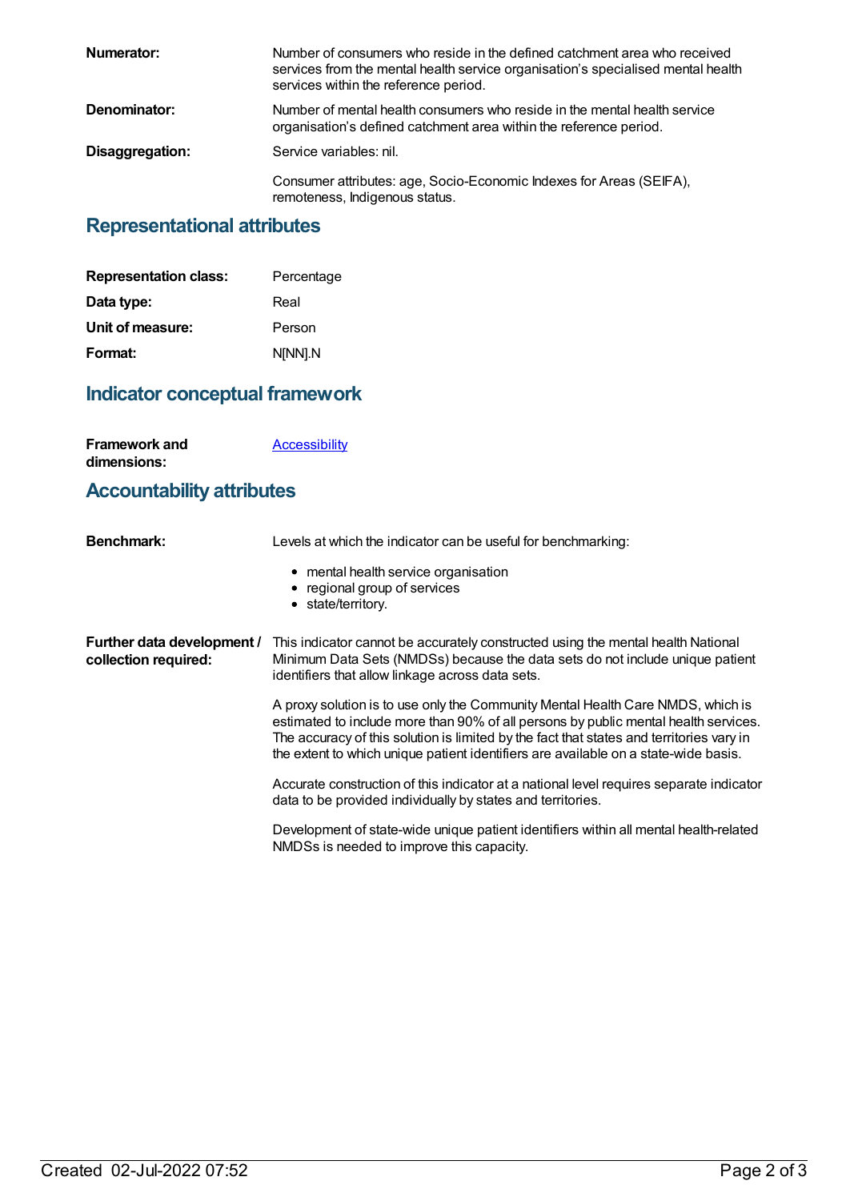**Numerator:** Number of consumers who reside in the defined catchment area who received services from the mental health service organisation's specialised mental health services within the reference period.

**Denominator:** Number of mental health consumers who reside in the mental health service organisation's defined catchment area within the reference period.

**Disaggregation:** Service variables: nil.

Consumer attributes: age, Socio-Economic Indexes for Areas (SEIFA), remoteness, Indigenous status.

## Representational attributes

**Representation class:** Percentage

**Data type:** Real

**Unit of measure:** Person

**Format:** N[NN].N

## Indicator conceptual framework

**Framework and dimensions:** Accessibility

## Accountability attributes

**Benchmark:** Levels at which the indicator can be useful for benchmarking:

- mental health service organisation
- regional group of services
- state/territory.

**Further data development / collection required:** This indicator cannot be accurately constructed using the mental health National Minimum Data Sets (NMDSs) because the data sets do not include unique patient identifiers that allow linkage across data sets.

A proxy solution is to use only the Community Mental Health Care NMDS, which is estimated to include more than 90% of all persons by public mental health services. The accuracy of this solution is limited by the fact that states and territories vary in the extent to which unique patient identifiers are available on a state-wide basis.

Accurate construction of this indicator at a national level requires separate indicator data to be provided individually by states and territories.

Development of state-wide unique patient identifiers within all mental health-related NMDSs is needed to improve this capacity.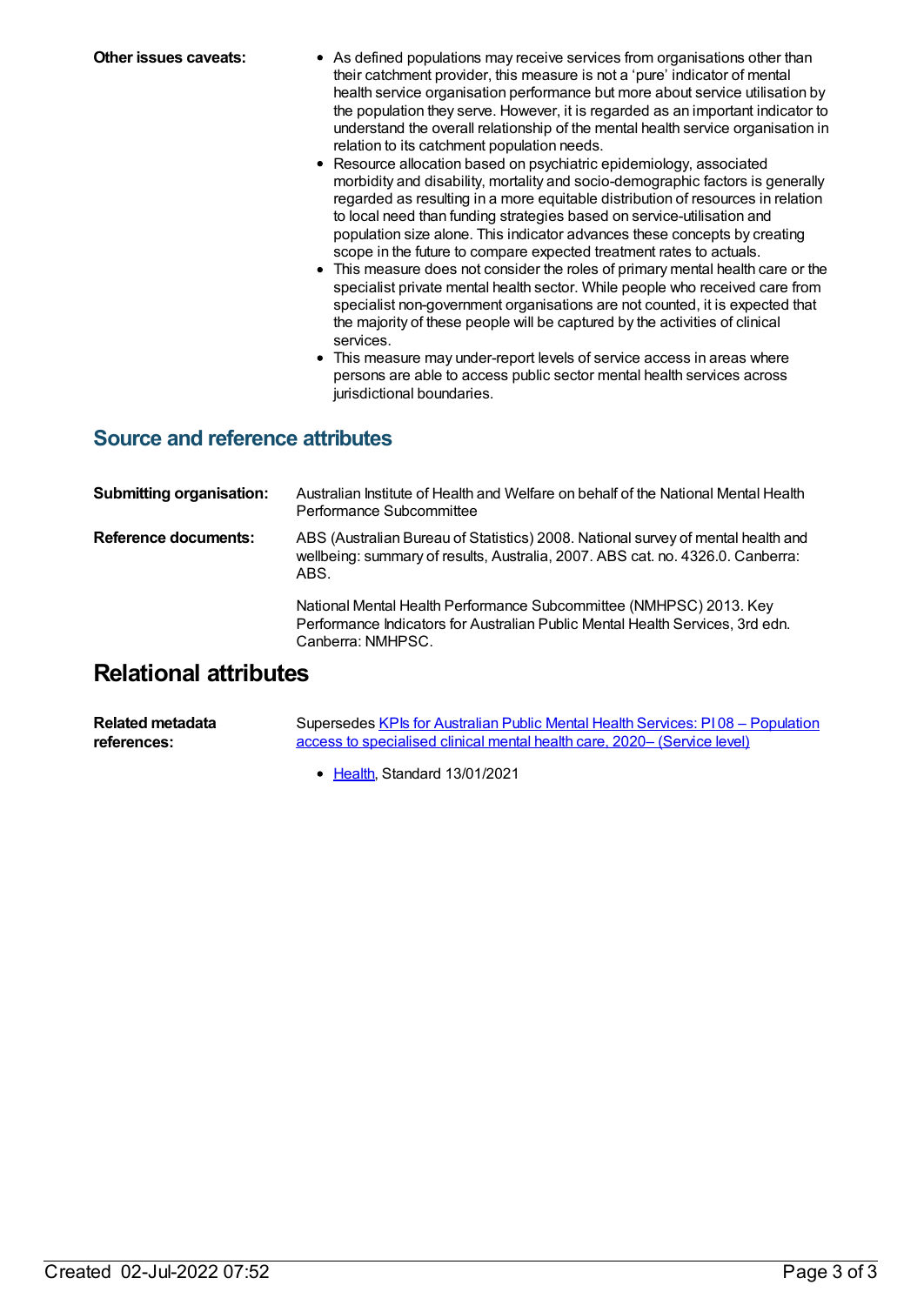**Other issues caveats:**

- As defined populations may receive services from organisations other than their catchment provider, this measure is not a 'pure' indicator of mental health service organisation performance but more about service utilisation by the population they serve. However, it is regarded as an important indicator to understand the overall relationship of the mental health service organisation in relation to its catchment population needs.
- Resource allocation based on psychiatric epidemiology, associated morbidity and disability, mortality and socio-demographic factors is generally regarded as resulting in a more equitable distribution of resources in relation to local need than funding strategies based on service-utilisation and population size alone. This indicator advances these concepts by creating scope in the future to compare expected treatment rates to actuals.
- This measure does not consider the roles of primary mental health care or the specialist private mental health sector. While people who received care from specialist non-government organisations are not counted, it is expected that the majority of these people will be captured by the activities of clinical services.
- This measure may under-report levels of service access in areas where persons are able to access public sector mental health services across jurisdictional boundaries.

## Source and reference attributes

**Submitting organisation:** Australian Institute of Health and Welfare on behalf of the National Mental Health Performance Subcommittee

**Reference documents:** ABS (Australian Bureau of Statistics) 2008. National survey of mental health and wellbeing: summary of results, Australia, 2007. ABS cat. no. 4326.0. Canberra: ABS.

National Mental Health Performance Subcommittee (NMHPSC) 2013. Key Performance Indicators for Australian Public Mental Health Services, 3rd edn. Canberra: NMHPSC.

# Relational attributes

**Related metadata references:** Supersedes KPIs for Australian Public Mental Health Services: PI 08 – Population access to specialised clinical mental health care, 2020– (Service level)

- Health, Standard 13/01/2021